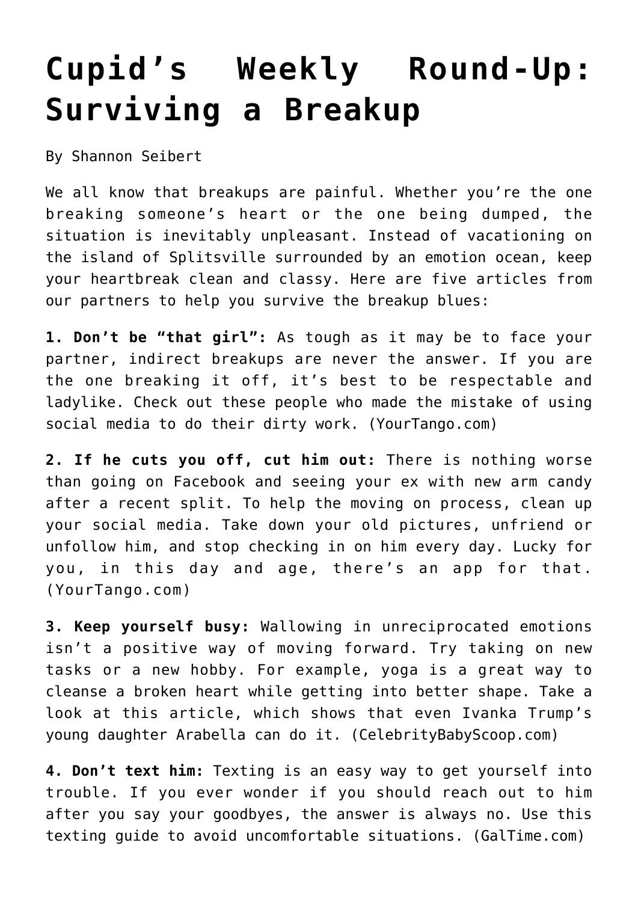# Cupid's Weekly Round-Up: Surviving a Breakup

By Shannon Seibert

We all know that breakups are painful. Whether you're the one breaking someone's heart or the one being dumped, the situation is inevitably unpleasant. Instead of vacationing on the island of Splitsville surrounded by an emotion ocean, keep your heartbreak clean and classy. Here are five articles from our partners to help you survive the breakup blues:

**1. Don't be "that girl":** As tough as it may be to face your partner, indirect breakups are never the answer. If you are the one breaking it off, it's best to be respectable and ladylike. Check out these people who made the mistake of using social media to do their dirty work. (YourTango.com)

**2. If he cuts you off, cut him out:** There is nothing worse than going on Facebook and seeing your ex with new arm candy after a recent split. To help the moving on process, clean up your social media. Take down your old pictures, unfriend or unfollow him, and stop checking in on him every day. Lucky for you, in this day and age, there's an app for that. (YourTango.com)

**3. Keep yourself busy:** Wallowing in unreciprocated emotions isn't a positive way of moving forward. Try taking on new tasks or a new hobby. For example, yoga is a great way to cleanse a broken heart while getting into better shape. Take a look at this article, which shows that even Ivanka Trump's young daughter Arabella can do it. (CelebrityBabyScoop.com)

**4. Don't text him:** Texting is an easy way to get yourself into trouble. If you ever wonder if you should reach out to him after you say your goodbyes, the answer is always no. Use this texting guide to avoid uncomfortable situations. (GalTime.com)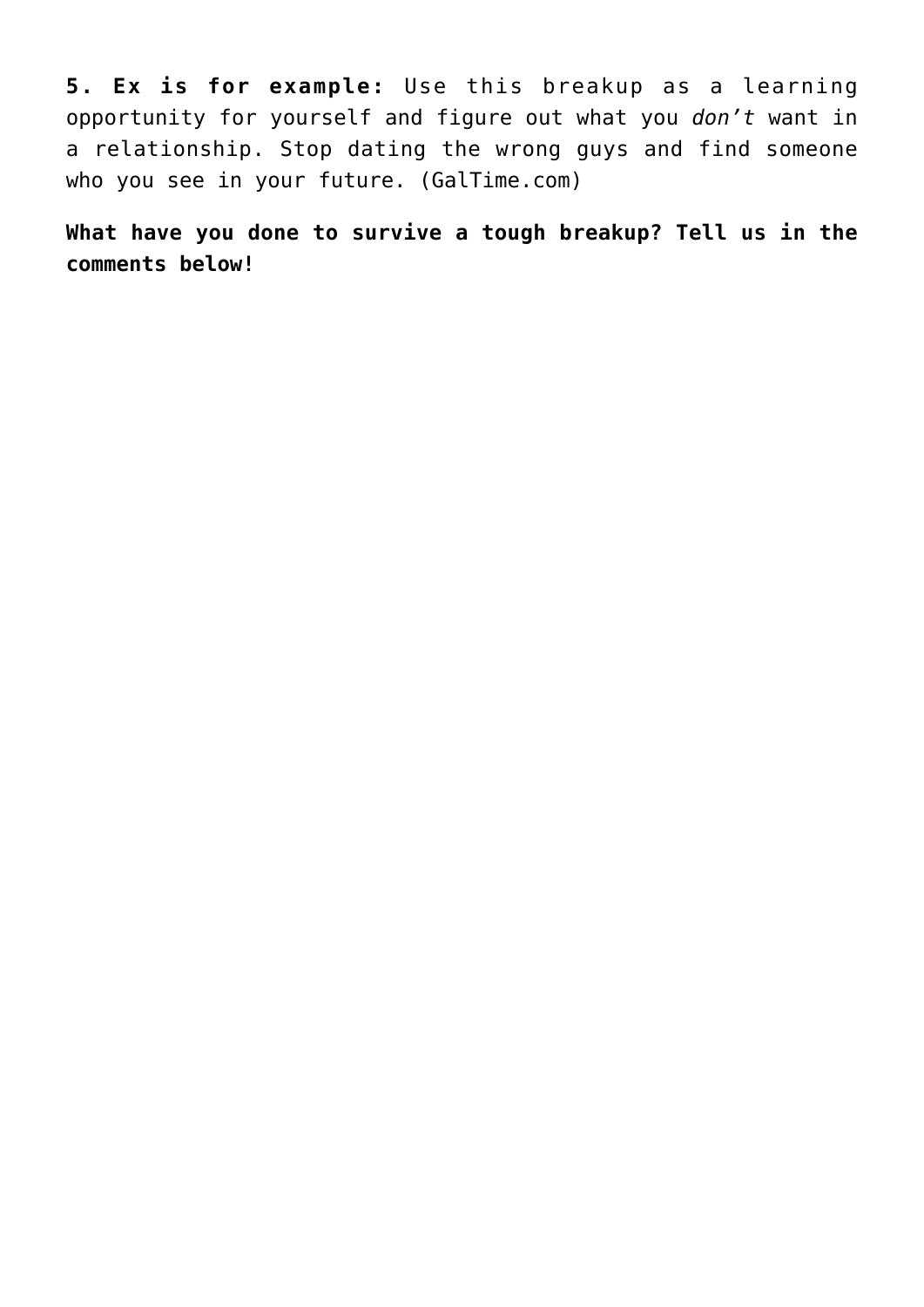**5. Ex is for example:** Use this breakup as a learning opportunity for yourself and figure out what you *don't* want in a relationship. Stop dating the wrong guys and find someone who you see in your future. (GalTime.com)

**What have you done to survive a tough breakup? Tell us in the comments below!**